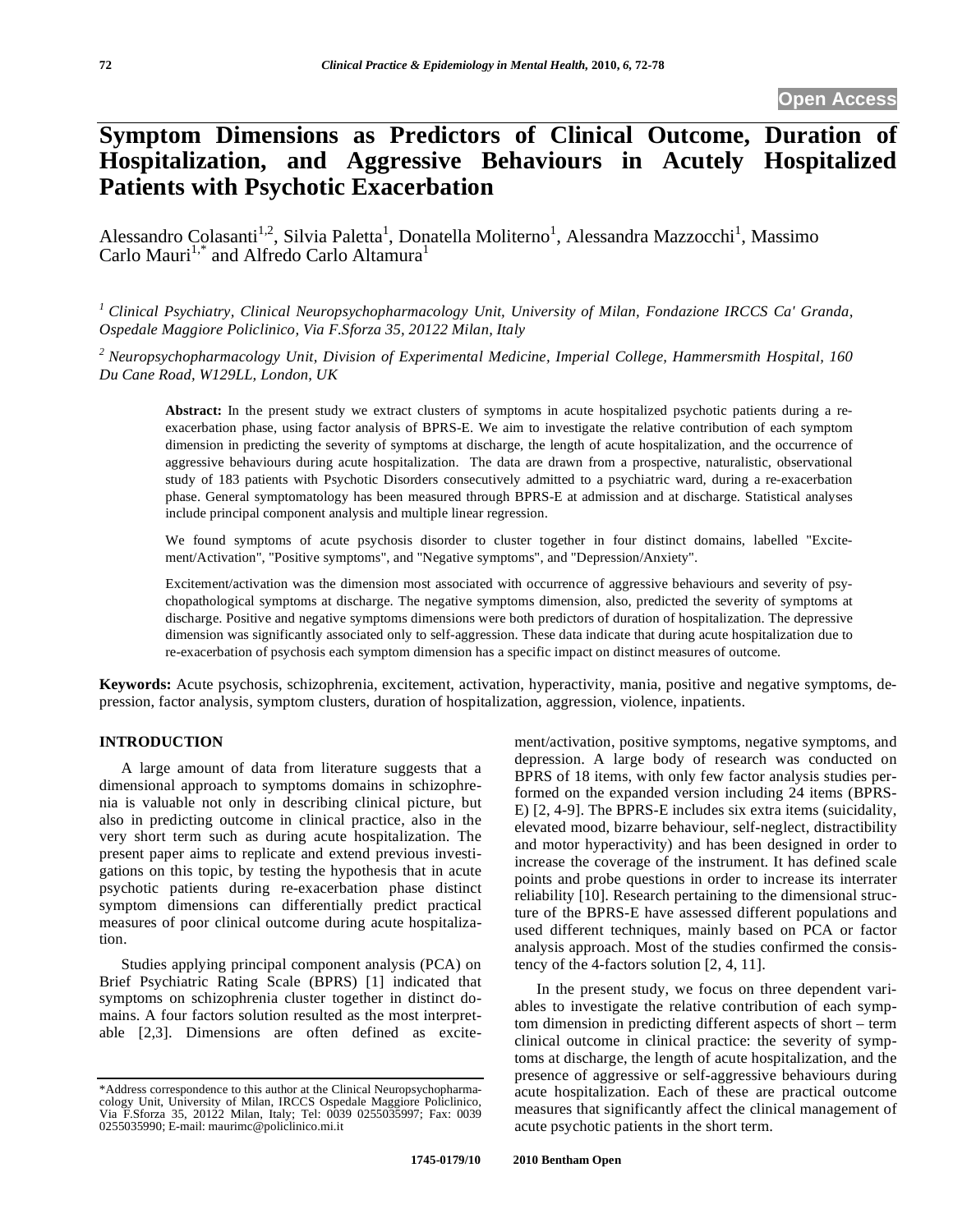Open Access

# Symptom Dimensions as Predictors of Clinical Outcome, Duration of Hospitalization, and Aggressive Behaviours in Acutely Hospitalized Patients with Psychotic Exacerbation

Alessandro Colasanti[1,2], Silvia Paletta[1], Donatella Moliterno[1], Alessandra Mazzocchi[1], Massimo Carlo Mauri[1,*] and Alfredo Carlo Altamura[1]

[1] *Clinical Psychiatry, Clinical Neuropsychopharmacology Unit, University of Milan, Fondazione IRCCS Ca' Granda, Ospedale Maggiore Policlinico, Via F.Sforza 35, 20122 Milan, Italy*

[2] *Neuropsychopharmacology Unit, Division of Experimental Medicine, Imperial College, Hammersmith Hospital, 160 Du Cane Road, W129LL, London, UK*

**Abstract:** In the present study we extract clusters of symptoms in acute hospitalized psychotic patients during a re-exacerbation phase, using factor analysis of BPRS-E. We aim to investigate the relative contribution of each symptom dimension in predicting the severity of symptoms at discharge, the length of acute hospitalization, and the occurrence of aggressive behaviours during acute hospitalization. The data are drawn from a prospective, naturalistic, observational study of 183 patients with Psychotic Disorders consecutively admitted to a psychiatric ward, during a re-exacerbation phase. General symptomatology has been measured through BPRS-E at admission and at discharge. Statistical analyses include principal component analysis and multiple linear regression.

We found symptoms of acute psychosis disorder to cluster together in four distinct domains, labelled "Excitement/Activation", "Positive symptoms", and "Negative symptoms", and "Depression/Anxiety".

Excitement/activation was the dimension most associated with occurrence of aggressive behaviours and severity of psychopathological symptoms at discharge. The negative symptoms dimension, also, predicted the severity of symptoms at discharge. Positive and negative symptoms dimensions were both predictors of duration of hospitalization. The depressive dimension was significantly associated only to self-aggression. These data indicate that during acute hospitalization due to re-exacerbation of psychosis each symptom dimension has a specific impact on distinct measures of outcome.

**Keywords:** Acute psychosis, schizophrenia, excitement, activation, hyperactivity, mania, positive and negative symptoms, depression, factor analysis, symptom clusters, duration of hospitalization, aggression, violence, inpatients.

## INTRODUCTION

A large amount of data from literature suggests that a dimensional approach to symptoms domains in schizophrenia is valuable not only in describing clinical picture, but also in predicting outcome in clinical practice, also in the very short term such as during acute hospitalization. The present paper aims to replicate and extend previous investigations on this topic, by testing the hypothesis that in acute psychotic patients during re-exacerbation phase distinct symptom dimensions can differentially predict practical measures of poor clinical outcome during acute hospitalization.

Studies applying principal component analysis (PCA) on Brief Psychiatric Rating Scale (BPRS) [1] indicated that symptoms on schizophrenia cluster together in distinct domains. A four factors solution resulted as the most interpretable [2,3]. Dimensions are often defined as excitement/activation, positive symptoms, negative symptoms, and depression. A large body of research was conducted on BPRS of 18 items, with only few factor analysis studies performed on the expanded version including 24 items (BPRS-E) [2, 4-9]. The BPRS-E includes six extra items (suicidality, elevated mood, bizarre behaviour, self-neglect, distractibility and motor hyperactivity) and has been designed in order to increase the coverage of the instrument. It has defined scale points and probe questions in order to increase its interrater reliability [10]. Research pertaining to the dimensional structure of the BPRS-E have assessed different populations and used different techniques, mainly based on PCA or factor analysis approach. Most of the studies confirmed the consistency of the 4-factors solution [2, 4, 11].

In the present study, we focus on three dependent variables to investigate the relative contribution of each symptom dimension in predicting different aspects of short – term clinical outcome in clinical practice: the severity of symptoms at discharge, the length of acute hospitalization, and the presence of aggressive or self-aggressive behaviours during acute hospitalization. Each of these are practical outcome measures that significantly affect the clinical management of acute psychotic patients in the short term.

*Address correspondence to this author at the Clinical Neuropsychopharmacology Unit, University of Milan, IRCCS Ospedale Maggiore Policlinico, Via F.Sforza 35, 20122 Milan, Italy; Tel: 0039 0255035997; Fax: 0039 0255035990; E-mail: maurimc@policlinico.mi.it

1745-0179/10 2010 Bentham Open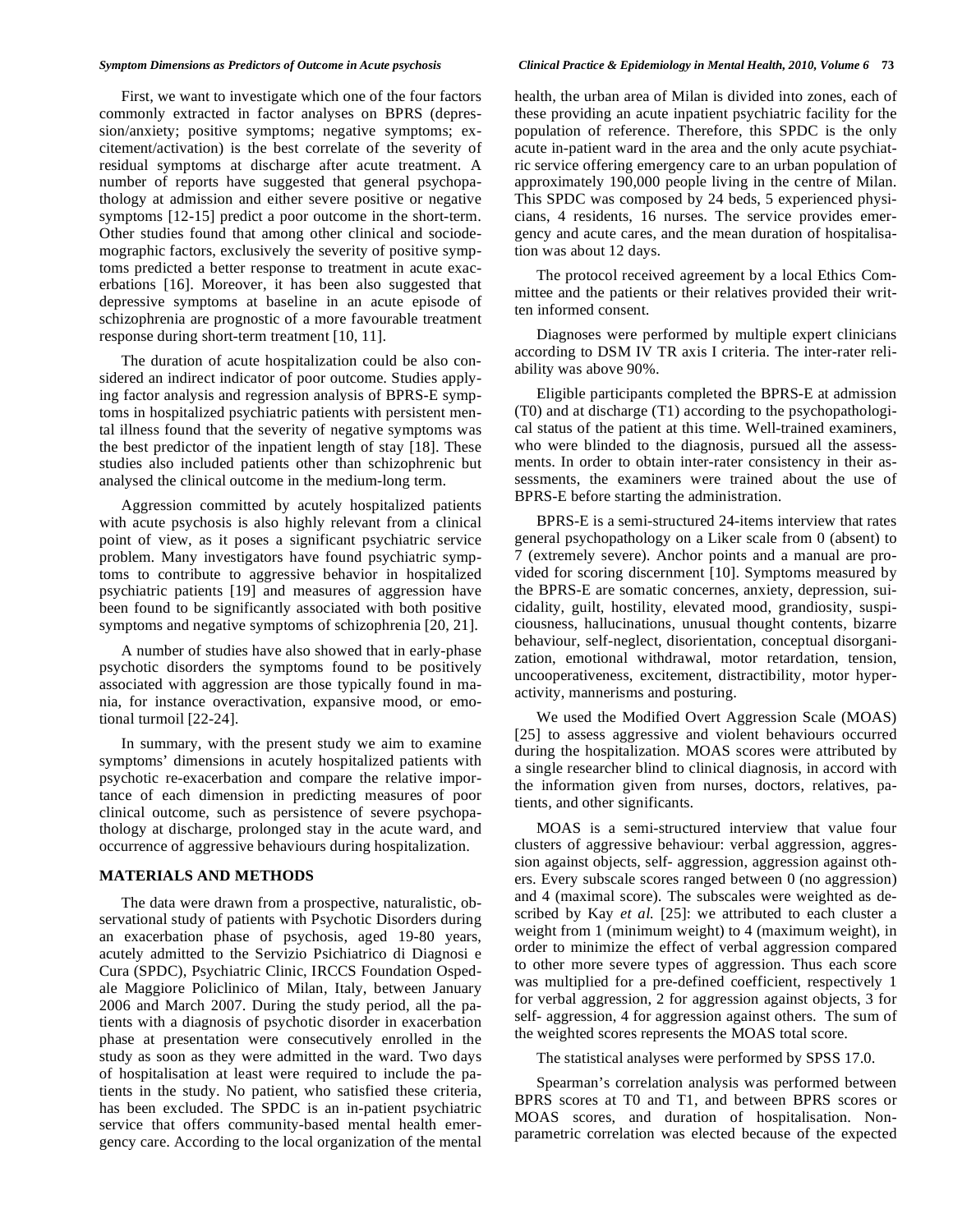First, we want to investigate which one of the four factors commonly extracted in factor analyses on BPRS (depression/anxiety; positive symptoms; negative symptoms; excitement/activation) is the best correlate of the severity of residual symptoms at discharge after acute treatment. A number of reports have suggested that general psychopathology at admission and either severe positive or negative symptoms [12-15] predict a poor outcome in the short-term. Other studies found that among other clinical and sociodemographic factors, exclusively the severity of positive symptoms predicted a better response to treatment in acute exacerbations [16]. Moreover, it has been also suggested that depressive symptoms at baseline in an acute episode of schizophrenia are prognostic of a more favourable treatment response during short-term treatment [10, 11].

The duration of acute hospitalization could be also considered an indirect indicator of poor outcome. Studies applying factor analysis and regression analysis of BPRS-E symptoms in hospitalized psychiatric patients with persistent mental illness found that the severity of negative symptoms was the best predictor of the inpatient length of stay [18]. These studies also included patients other than schizophrenic but analysed the clinical outcome in the medium-long term.

Aggression committed by acutely hospitalized patients with acute psychosis is also highly relevant from a clinical point of view, as it poses a significant psychiatric service problem. Many investigators have found psychiatric symptoms to contribute to aggressive behavior in hospitalized psychiatric patients [19] and measures of aggression have been found to be significantly associated with both positive symptoms and negative symptoms of schizophrenia [20, 21].

A number of studies have also showed that in early-phase psychotic disorders the symptoms found to be positively associated with aggression are those typically found in mania, for instance overactivation, expansive mood, or emotional turmoil [22-24].

In summary, with the present study we aim to examine symptoms' dimensions in acutely hospitalized patients with psychotic re-exacerbation and compare the relative importance of each dimension in predicting measures of poor clinical outcome, such as persistence of severe psychopathology at discharge, prolonged stay in the acute ward, and occurrence of aggressive behaviours during hospitalization.

## MATERIALS AND METHODS

The data were drawn from a prospective, naturalistic, observational study of patients with Psychotic Disorders during an exacerbation phase of psychosis, aged 19-80 years, acutely admitted to the Servizio Psichiatrico di Diagnosi e Cura (SPDC), Psychiatric Clinic, IRCCS Foundation Ospedale Maggiore Policlinico of Milan, Italy, between January 2006 and March 2007. During the study period, all the patients with a diagnosis of psychotic disorder in exacerbation phase at presentation were consecutively enrolled in the study as soon as they were admitted in the ward. Two days of hospitalisation at least were required to include the patients in the study. No patient, who satisfied these criteria, has been excluded. The SPDC is an in-patient psychiatric service that offers community-based mental health emergency care. According to the local organization of the mental health, the urban area of Milan is divided into zones, each of these providing an acute inpatient psychiatric facility for the population of reference. Therefore, this SPDC is the only acute in-patient ward in the area and the only acute psychiatric service offering emergency care to an urban population of approximately 190,000 people living in the centre of Milan. This SPDC was composed by 24 beds, 5 experienced physicians, 4 residents, 16 nurses. The service provides emergency and acute cares, and the mean duration of hospitalisation was about 12 days.

The protocol received agreement by a local Ethics Committee and the patients or their relatives provided their written informed consent.

Diagnoses were performed by multiple expert clinicians according to DSM IV TR axis I criteria. The inter-rater reliability was above 90%.

Eligible participants completed the BPRS-E at admission (T0) and at discharge (T1) according to the psychopathological status of the patient at this time. Well-trained examiners, who were blinded to the diagnosis, pursued all the assessments. In order to obtain inter-rater consistency in their assessments, the examiners were trained about the use of BPRS-E before starting the administration.

BPRS-E is a semi-structured 24-items interview that rates general psychopathology on a Liker scale from 0 (absent) to 7 (extremely severe). Anchor points and a manual are provided for scoring discernment [10]. Symptoms measured by the BPRS-E are somatic concernes, anxiety, depression, suicidality, guilt, hostility, elevated mood, grandiosity, suspiciousness, hallucinations, unusual thought contents, bizarre behaviour, self-neglect, disorientation, conceptual disorganization, emotional withdrawal, motor retardation, tension, uncooperativeness, excitement, distractibility, motor hyperactivity, mannerisms and posturing.

We used the Modified Overt Aggression Scale (MOAS) [25] to assess aggressive and violent behaviours occurred during the hospitalization. MOAS scores were attributed by a single researcher blind to clinical diagnosis, in accord with the information given from nurses, doctors, relatives, patients, and other significants.

MOAS is a semi-structured interview that value four clusters of aggressive behaviour: verbal aggression, aggression against objects, self- aggression, aggression against others. Every subscale scores ranged between 0 (no aggression) and 4 (maximal score). The subscales were weighted as described by Kay *et al.* [25]: we attributed to each cluster a weight from 1 (minimum weight) to 4 (maximum weight), in order to minimize the effect of verbal aggression compared to other more severe types of aggression. Thus each score was multiplied for a pre-defined coefficient, respectively 1 for verbal aggression, 2 for aggression against objects, 3 for self- aggression, 4 for aggression against others. The sum of the weighted scores represents the MOAS total score.

The statistical analyses were performed by SPSS 17.0.

Spearman's correlation analysis was performed between BPRS scores at T0 and T1, and between BPRS scores or MOAS scores, and duration of hospitalisation. Non-parametric correlation was elected because of the expected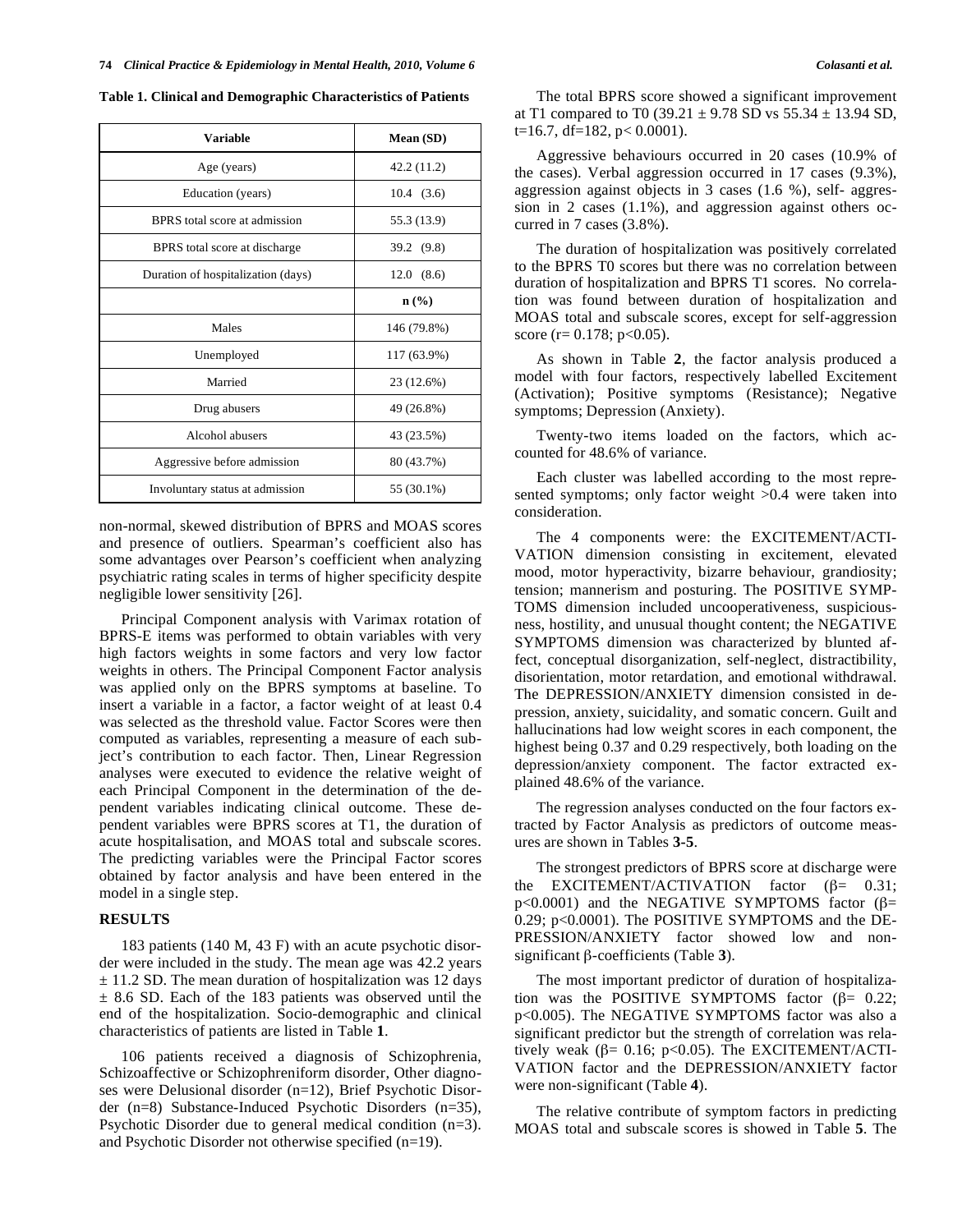**Table 1. Clinical and Demographic Characteristics of Patients**

| Variable | Mean (SD) |
|---|---|
| Age (years) | 42.2 (11.2) |
| Education (years) | 10.4 (3.6) |
| BPRS total score at admission | 55.3 (13.9) |
| BPRS total score at discharge | 39.2 (9.8) |
| Duration of hospitalization (days) | 12.0 (8.6) |
| | **n (%)** |
| Males | 146 (79.8%) |
| Unemployed | 117 (63.9%) |
| Married | 23 (12.6%) |
| Drug abusers | 49 (26.8%) |
| Alcohol abusers | 43 (23.5%) |
| Aggressive before admission | 80 (43.7%) |
| Involuntary status at admission | 55 (30.1%) |

non-normal, skewed distribution of BPRS and MOAS scores and presence of outliers. Spearman's coefficient also has some advantages over Pearson's coefficient when analyzing psychiatric rating scales in terms of higher specificity despite negligible lower sensitivity [26].

Principal Component analysis with Varimax rotation of BPRS-E items was performed to obtain variables with very high factors weights in some factors and very low factor weights in others. The Principal Component Factor analysis was applied only on the BPRS symptoms at baseline. To insert a variable in a factor, a factor weight of at least 0.4 was selected as the threshold value. Factor Scores were then computed as variables, representing a measure of each subject's contribution to each factor. Then, Linear Regression analyses were executed to evidence the relative weight of each Principal Component in the determination of the dependent variables indicating clinical outcome. These dependent variables were BPRS scores at T1, the duration of acute hospitalisation, and MOAS total and subscale scores. The predicting variables were the Principal Factor scores obtained by factor analysis and have been entered in the model in a single step.

## RESULTS

183 patients (140 M, 43 F) with an acute psychotic disorder were included in the study. The mean age was 42.2 years ± 11.2 SD. The mean duration of hospitalization was 12 days ± 8.6 SD. Each of the 183 patients was observed until the end of the hospitalization. Socio-demographic and clinical characteristics of patients are listed in Table **1**.

106 patients received a diagnosis of Schizophrenia, Schizoaffective or Schizophreniform disorder, Other diagnoses were Delusional disorder (n=12), Brief Psychotic Disorder (n=8) Substance-Induced Psychotic Disorders (n=35), Psychotic Disorder due to general medical condition (n=3). and Psychotic Disorder not otherwise specified (n=19).

The total BPRS score showed a significant improvement at T1 compared to T0 (39.21 ± 9.78 SD vs 55.34 ± 13.94 SD, t=16.7, df=182, $p < 0.0001$).

Aggressive behaviours occurred in 20 cases (10.9% of the cases). Verbal aggression occurred in 17 cases (9.3%), aggression against objects in 3 cases (1.6 %), self- aggression in 2 cases (1.1%), and aggression against others occurred in 7 cases (3.8%).

The duration of hospitalization was positively correlated to the BPRS T0 scores but there was no correlation between duration of hospitalization and BPRS T1 scores. No correlation was found between duration of hospitalization and MOAS total and subscale scores, except for self-aggression score (r= 0.178; $p<0.05$).

As shown in Table **2**, the factor analysis produced a model with four factors, respectively labelled Excitement (Activation); Positive symptoms (Resistance); Negative symptoms; Depression (Anxiety).

Twenty-two items loaded on the factors, which accounted for 48.6% of variance.

Each cluster was labelled according to the most represented symptoms; only factor weight >0.4 were taken into consideration.

The 4 components were: the EXCITEMENT/ACTIVATION dimension consisting in excitement, elevated mood, motor hyperactivity, bizarre behaviour, grandiosity; tension; mannerism and posturing. The POSITIVE SYMPTOMS dimension included uncooperativeness, suspiciousness, hostility, and unusual thought content; the NEGATIVE SYMPTOMS dimension was characterized by blunted affect, conceptual disorganization, self-neglect, distractibility, disorientation, motor retardation, and emotional withdrawal. The DEPRESSION/ANXIETY dimension consisted in depression, anxiety, suicidality, and somatic concern. Guilt and hallucinations had low weight scores in each component, the highest being 0.37 and 0.29 respectively, both loading on the depression/anxiety component. The factor extracted explained 48.6% of the variance.

The regression analyses conducted on the four factors extracted by Factor Analysis as predictors of outcome measures are shown in Tables **3**-**5**.

The strongest predictors of BPRS score at discharge were the EXCITEMENT/ACTIVATION factor ($\beta$= 0.31; $p<0.0001$) and the NEGATIVE SYMPTOMS factor ($\beta$= 0.29; $p<0.0001$). The POSITIVE SYMPTOMS and the DEPRESSION/ANXIETY factor showed low and non-significant $\beta$-coefficients (Table **3**).

The most important predictor of duration of hospitalization was the POSITIVE SYMPTOMS factor ($\beta$= 0.22; $p<0.005$). The NEGATIVE SYMPTOMS factor was also a significant predictor but the strength of correlation was relatively weak ($\beta$= 0.16; $p<0.05$). The EXCITEMENT/ACTIVATION factor and the DEPRESSION/ANXIETY factor were non-significant (Table **4**).

The relative contribute of symptom factors in predicting MOAS total and subscale scores is showed in Table **5**. The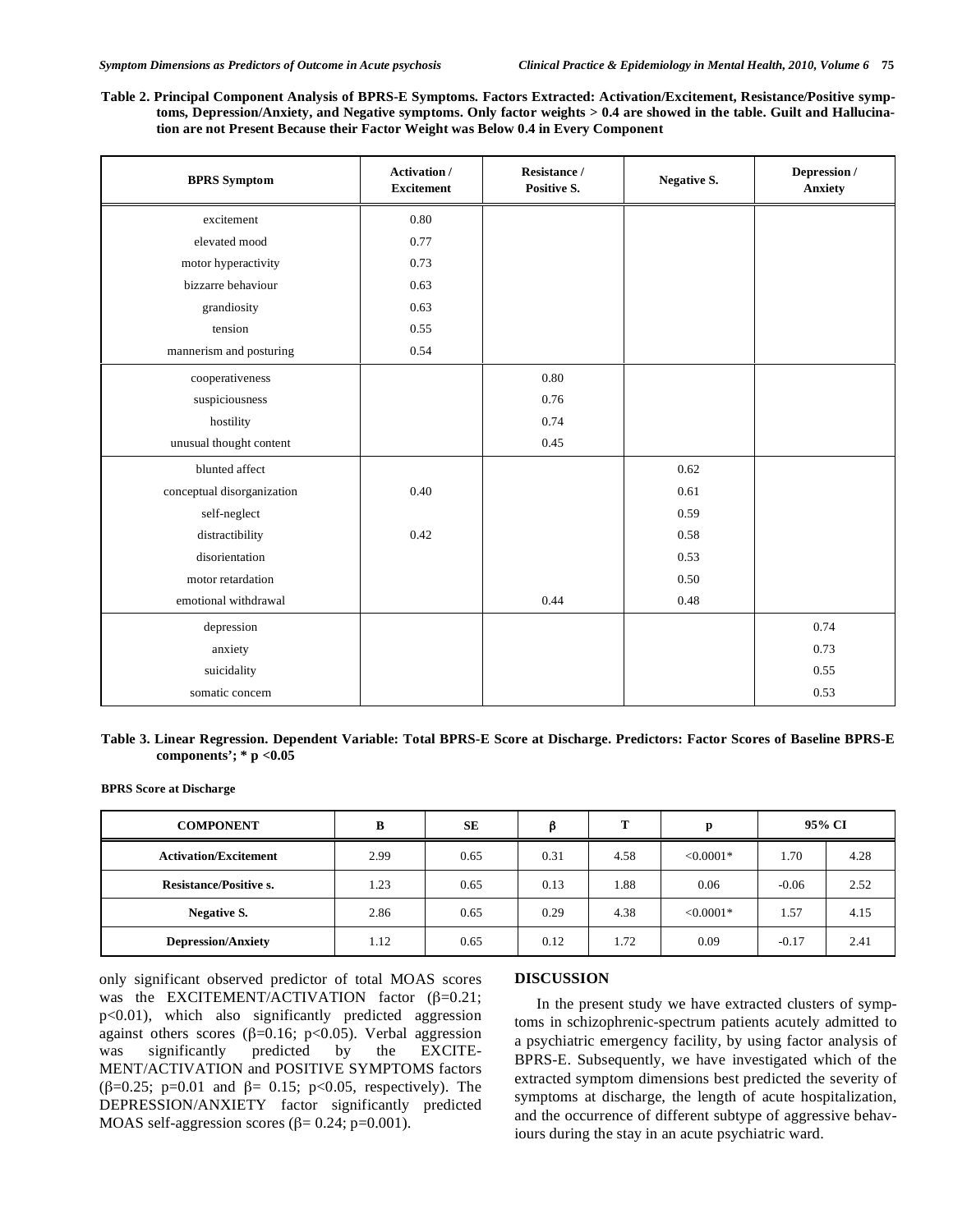**Table 2. Principal Component Analysis of BPRS-E Symptoms. Factors Extracted: Activation/Excitement, Resistance/Positive symptoms, Depression/Anxiety, and Negative symptoms. Only factor weights > 0.4 are showed in the table. Guilt and Hallucination are not Present Because their Factor Weight was Below 0.4 in Every Component**

| BPRS Symptom | Activation / Excitement | Resistance / Positive S. | Negative S. | Depression / Anxiety |
|---|---|---|---|---|
| excitement | 0.80 | | | |
| elevated mood | 0.77 | | | |
| motor hyperactivity | 0.73 | | | |
| bizzarre behaviour | 0.63 | | | |
| grandiosity | 0.63 | | | |
| tension | 0.55 | | | |
| mannerism and posturing | 0.54 | | | |
| cooperativeness | | 0.80 | | |
| suspiciousness | | 0.76 | | |
| hostility | | 0.74 | | |
| unusual thought content | | 0.45 | | |
| blunted affect | | | 0.62 | |
| conceptual disorganization | 0.40 | | 0.61 | |
| self-neglect | | | 0.59 | |
| distractibility | 0.42 | | 0.58 | |
| disorientation | | | 0.53 | |
| motor retardation | | | 0.50 | |
| emotional withdrawal | | 0.44 | 0.48 | |
| depression | | | | 0.74 |
| anxiety | | | | 0.73 |
| suicidality | | | | 0.55 |
| somatic concern | | | | 0.53 |

**Table 3. Linear Regression. Dependent Variable: Total BPRS-E Score at Discharge. Predictors: Factor Scores of Baseline BPRS-E components'; * p <0.05**

**BPRS Score at Discharge**

| COMPONENT | B | SE | β | T | p | 95% CI | |
|---|---|---|---|---|---|---|---|
| **Activation/Excitement** | 2.99 | 0.65 | 0.31 | 4.58 | <0.0001* | 1.70 | 4.28 |
| **Resistance/Positive s.** | 1.23 | 0.65 | 0.13 | 1.88 | 0.06 | -0.06 | 2.52 |
| **Negative S.** | 2.86 | 0.65 | 0.29 | 4.38 | <0.0001* | 1.57 | 4.15 |
| **Depression/Anxiety** | 1.12 | 0.65 | 0.12 | 1.72 | 0.09 | -0.17 | 2.41 |

only significant observed predictor of total MOAS scores was the EXCITEMENT/ACTIVATION factor ($\beta$=0.21; $p<0.01$), which also significantly predicted aggression against others scores ($\beta$=0.16; $p<0.05$). Verbal aggression was significantly predicted by the EXCITEMENT/ACTIVATION and POSITIVE SYMPTOMS factors ($\beta$=0.25; p=0.01 and $\beta$= 0.15; $p<0.05$, respectively). The DEPRESSION/ANXIETY factor significantly predicted MOAS self-aggression scores ($\beta$= 0.24; p=0.001).

## DISCUSSION

In the present study we have extracted clusters of symptoms in schizophrenic-spectrum patients acutely admitted to a psychiatric emergency facility, by using factor analysis of BPRS-E. Subsequently, we have investigated which of the extracted symptom dimensions best predicted the severity of symptoms at discharge, the length of acute hospitalization, and the occurrence of different subtype of aggressive behaviours during the stay in an acute psychiatric ward.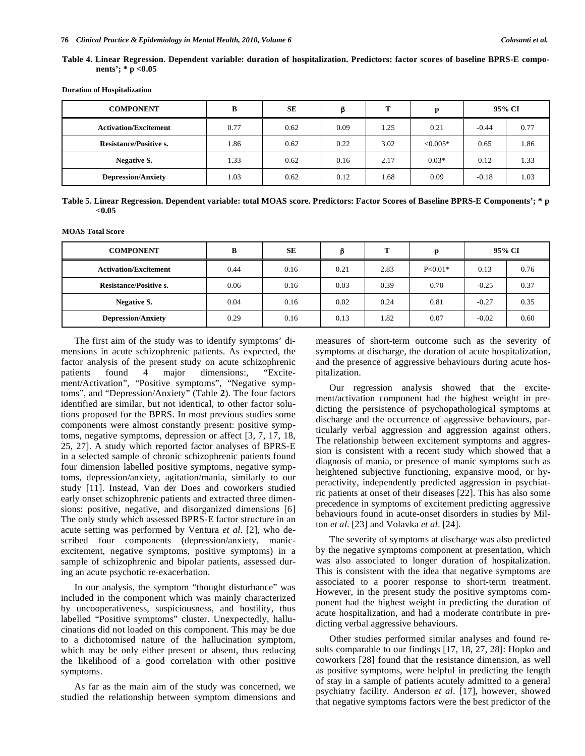**Table 4. Linear Regression. Dependent variable: duration of hospitalization. Predictors: factor scores of baseline BPRS-E components'; * p <0.05**

**Duration of Hospitalization**

| COMPONENT | B | SE | β | T | p | 95% CI | |
|---|---|---|---|---|---|---|---|
| **Activation/Excitement** | 0.77 | 0.62 | 0.09 | 1.25 | 0.21 | -0.44 | 0.77 |
| **Resistance/Positive s.** | 1.86 | 0.62 | 0.22 | 3.02 | <0.005* | 0.65 | 1.86 |
| **Negative S.** | 1.33 | 0.62 | 0.16 | 2.17 | 0.03* | 0.12 | 1.33 |
| **Depression/Anxiety** | 1.03 | 0.62 | 0.12 | 1.68 | 0.09 | -0.18 | 1.03 |

**Table 5. Linear Regression. Dependent variable: total MOAS score. Predictors: Factor Scores of Baseline BPRS-E Components'; * p <0.05**

**MOAS Total Score**

| COMPONENT | B | SE | β | T | p | 95% CI | |
|---|---|---|---|---|---|---|---|
| **Activation/Excitement** | 0.44 | 0.16 | 0.21 | 2.83 | P<0.01* | 0.13 | 0.76 |
| **Resistance/Positive s.** | 0.06 | 0.16 | 0.03 | 0.39 | 0.70 | -0.25 | 0.37 |
| **Negative S.** | 0.04 | 0.16 | 0.02 | 0.24 | 0.81 | -0.27 | 0.35 |
| **Depression/Anxiety** | 0.29 | 0.16 | 0.13 | 1.82 | 0.07 | -0.02 | 0.60 |

The first aim of the study was to identify symptoms' dimensions in acute schizophrenic patients. As expected, the factor analysis of the present study on acute schizophrenic patients found 4 major dimensions:, "Excitement/Activation", "Positive symptoms", "Negative symptoms", and "Depression/Anxiety" (Table **2**). The four factors identified are similar, but not identical, to other factor solutions proposed for the BPRS. In most previous studies some components were almost constantly present: positive symptoms, negative symptoms, depression or affect [3, 7, 17, 18, 25, 27]. A study which reported factor analyses of BPRS-E in a selected sample of chronic schizophrenic patients found four dimension labelled positive symptoms, negative symptoms, depression/anxiety, agitation/mania, similarly to our study [11]. Instead, Van der Does and coworkers studied early onset schizophrenic patients and extracted three dimensions: positive, negative, and disorganized dimensions [6] The only study which assessed BPRS-E factor structure in an acute setting was performed by Ventura *et al*. [2], who described four components (depression/anxiety, manic-excitement, negative symptoms, positive symptoms) in a sample of schizophrenic and bipolar patients, assessed during an acute psychotic re-exacerbation.

In our analysis, the symptom "thought disturbance" was included in the component which was mainly characterized by uncooperativeness, suspiciousness, and hostility, thus labelled "Positive symptoms" cluster. Unexpectedly, hallucinations did not loaded on this component. This may be due to a dichotomised nature of the hallucination symptom, which may be only either present or absent, thus reducing the likelihood of a good correlation with other positive symptoms.

As far as the main aim of the study was concerned, we studied the relationship between symptom dimensions and measures of short-term outcome such as the severity of symptoms at discharge, the duration of acute hospitalization, and the presence of aggressive behaviours during acute hospitalization.

Our regression analysis showed that the excitement/activation component had the highest weight in predicting the persistence of psychopathological symptoms at discharge and the occurrence of aggressive behaviours, particularly verbal aggression and aggression against others. The relationship between excitement symptoms and aggression is consistent with a recent study which showed that a diagnosis of mania, or presence of manic symptoms such as heightened subjective functioning, expansive mood, or hyperactivity, independently predicted aggression in psychiatric patients at onset of their diseases [22]. This has also some precedence in symptoms of excitement predicting aggressive behaviours found in acute-onset disorders in studies by Milton *et al*. [23] and Volavka *et al*. [24].

The severity of symptoms at discharge was also predicted by the negative symptoms component at presentation, which was also associated to longer duration of hospitalization. This is consistent with the idea that negative symptoms are associated to a poorer response to short-term treatment. However, in the present study the positive symptoms component had the highest weight in predicting the duration of acute hospitalization, and had a moderate contribute in predicting verbal aggressive behaviours.

Other studies performed similar analyses and found results comparable to our findings [17, 18, 27, 28]: Hopko and coworkers [28] found that the resistance dimension, as well as positive symptoms, were helpful in predicting the length of stay in a sample of patients acutely admitted to a general psychiatry facility. Anderson *et al*. [17], however, showed that negative symptoms factors were the best predictor of the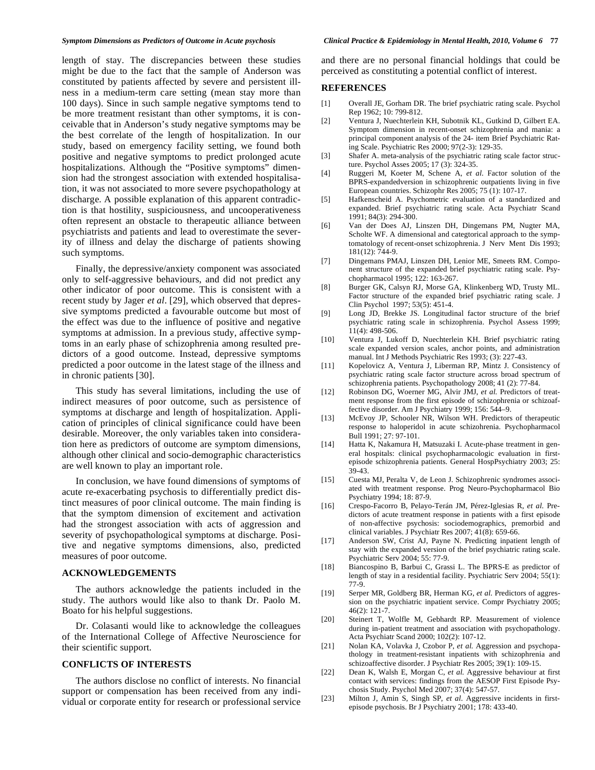length of stay. The discrepancies between these studies might be due to the fact that the sample of Anderson was constituted by patients affected by severe and persistent illness in a medium-term care setting (mean stay more than 100 days). Since in such sample negative symptoms tend to be more treatment resistant than other symptoms, it is conceivable that in Anderson's study negative symptoms may be the best correlate of the length of hospitalization. In our study, based on emergency facility setting, we found both positive and negative symptoms to predict prolonged acute hospitalizations. Although the "Positive symptoms" dimension had the strongest association with extended hospitalisation, it was not associated to more severe psychopathology at discharge. A possible explanation of this apparent contradiction is that hostility, suspiciousness, and uncooperativeness often represent an obstacle to therapeutic alliance between psychiatrists and patients and lead to overestimate the severity of illness and delay the discharge of patients showing such symptoms.

Finally, the depressive/anxiety component was associated only to self-aggressive behaviours, and did not predict any other indicator of poor outcome. This is consistent with a recent study by Jager *et al*. [29], which observed that depressive symptoms predicted a favourable outcome but most of the effect was due to the influence of positive and negative symptoms at admission. In a previous study, affective symptoms in an early phase of schizophrenia among resulted predictors of a good outcome. Instead, depressive symptoms predicted a poor outcome in the latest stage of the illness and in chronic patients [30].

This study has several limitations, including the use of indirect measures of poor outcome, such as persistence of symptoms at discharge and length of hospitalization. Application of principles of clinical significance could have been desirable. Moreover, the only variables taken into consideration here as predictors of outcome are symptom dimensions, although other clinical and socio-demographic characteristics are well known to play an important role.

In conclusion, we have found dimensions of symptoms of acute re-exacerbating psychosis to differentially predict distinct measures of poor clinical outcome. The main finding is that the symptom dimension of excitement and activation had the strongest association with acts of aggression and severity of psychopathological symptoms at discharge. Positive and negative symptoms dimensions, also, predicted measures of poor outcome.

## ACKNOWLEDGEMENTS

The authors acknowledge the patients included in the study. The authors would like also to thank Dr. Paolo M. Boato for his helpful suggestions.

Dr. Colasanti would like to acknowledge the colleagues of the International College of Affective Neuroscience for their scientific support.

## CONFLICTS OF INTERESTS

The authors disclose no conflict of interests. No financial support or compensation has been received from any individual or corporate entity for research or professional service and there are no personal financial holdings that could be perceived as constituting a potential conflict of interest.

## REFERENCES

[1] Overall JE, Gorham DR. The brief psychiatric rating scale. Psychol Rep 1962; 10: 799-812.

[2] Ventura J, Nuechterlein KH, Subotnik KL, Gutkind D, Gilbert EA. Symptom dimension in recent-onset schizophrenia and mania: a principal component analysis of the 24- item Brief Psychiatric Rating Scale. Psychiatric Res 2000; 97(2-3): 129-35.

[3] Shafer A. meta-analysis of the psychiatric rating scale factor structure. Psychol Asses 2005; 17 (3): 324-35.

[4] Ruggeri M, Koeter M, Schene A, *et al.* Factor solution of the BPRS-expandedversion in schizophrenic outpatients living in five European countries. Schizophr Res 2005; 75 (1): 107-17.

[5] Hafkenscheid A. Psychometric evaluation of a standardized and expanded. Brief psychiatric rating scale. Acta Psychiatr Scand 1991; 84(3): 294-300.

[6] Van der Does AJ, Linszen DH, Dingemans PM, Nugter MA, Scholte WF. A dimensional and categtorical approach to the symptomatology of recent-onset schizophrenia. J Nerv Ment Dis 1993; 181(12): 744-9.

[7] Dingemans PMAJ, Linszen DH, Lenior ME, Smeets RM. Component structure of the expanded brief psychiatric rating scale. Psychopharmacol 1995; 122: 163-267.

[8] Burger GK, Calsyn RJ, Morse GA, Klinkenberg WD, Trusty ML. Factor structure of the expanded brief psychiatric rating scale. J Clin Psychol 1997; 53(5): 451-4.

[9] Long JD, Brekke JS. Longitudinal factor structure of the brief psychiatric rating scale in schizophrenia. Psychol Assess 1999; 11(4): 498-506.

[10] Ventura J, Lukoff D, Nuechterlein KH. Brief psychiatric rating scale expanded version scales, anchor points, and administration manual. Int J Methods Psychiatric Res 1993; (3): 227-43.

[11] Kopelovicz A, Ventura J, Liberman RP, Mintz J. Consistency of psychiatric rating scale factor structure across broad spectrum of schizophrenia patients. Psychopathology 2008; 41 (2): 77-84.

[12] Robinson DG, Woerner MG, Alvir JMJ, *et al.* Predictors of treatment response from the first episode of schizophrenia or schizoaffective disorder. Am J Psychiatry 1999; 156: 544–9.

[13] McEvoy JP, Schooler NR, Wilson WH. Predictors of therapeutic response to haloperidol in acute schizohrenia. Psychopharmacol Bull 1991; 27: 97-101.

[14] Hatta K, Nakamura H, Matsuzaki I. Acute-phase treatment in general hospitals: clinical psychopharmacologic evaluation in first-episode schizophrenia patients. General HospPsychiatry 2003; 25: 39-43.

[15] Cuesta MJ, Peralta V, de Leon J. Schizophrenic syndromes associated with treatment response. Prog Neuro-Psychopharmacol Bio Psychiatry 1994; 18: 87-9.

[16] Crespo-Facorro B, Pelayo-Terán JM, Pérez-Iglesias R, *et al.* Predictors of acute treatment response in patients with a first episode of non-affective psychosis: sociodemographics, premorbid and clinical variables. J Psychiatr Res 2007; 41(8): 659-66.

[17] Anderson SW, Crist AJ, Payne N. Predicting inpatient length of stay with the expanded version of the brief psychiatric rating scale. Psychiatric Serv 2004; 55: 77-9.

[18] Biancospino B, Barbui C, Grassi L. The BPRS-E as predictor of length of stay in a residential facility. Psychiatric Serv 2004; 55(1): 77-9.

[19] Serper MR, Goldberg BR, Herman KG, *et al.* Predictors of aggression on the psychiatric inpatient service. Compr Psychiatry 2005; 46(2): 121-7.

[20] Steinert T, Wolfle M, Gebhardt RP. Measurement of violence during in-patient treatment and association with psychopathology. Acta Psychiatr Scand 2000; 102(2): 107-12.

[21] Nolan KA, Volavka J, Czobor P, *et al.* Aggression and psychopathology in treatment-resistant inpatients with schizophrenia and schizoaffective disorder. J Psychiatr Res 2005; 39(1): 109-15.

[22] Dean K, Walsh E, Morgan C, *et al.* Aggressive behaviour at first contact with services: findings from the AESOP First Episode Psychosis Study. Psychol Med 2007; 37(4): 547-57.

[23] Milton J, Amin S, Singh SP, *et al.* Aggressive incidents in first-episode psychosis. Br J Psychiatry 2001; 178: 433-40.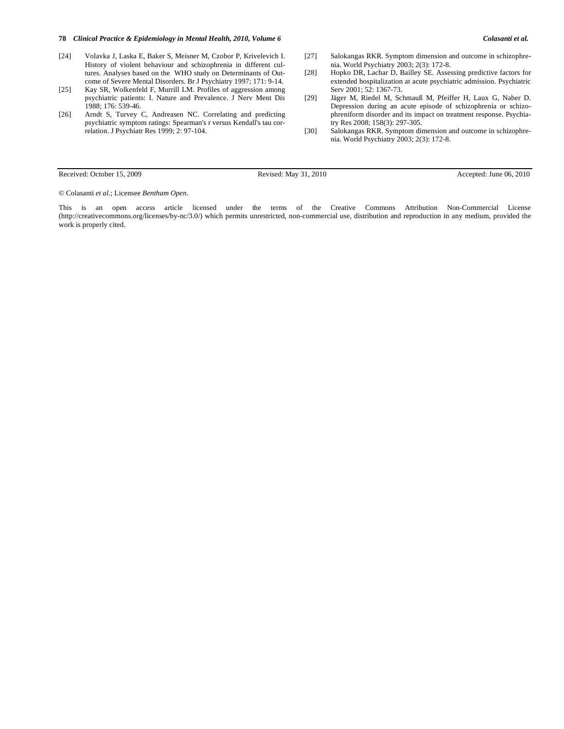[24] Volavka J, Laska E, Baker S, Meisner M, Czobor P, Krivelevich I. History of violent behaviour and schizophrenia in different cultures. Analyses based on the WHO study on Determinants of Outcome of Severe Mental Disorders. Br J Psychiatry 1997; 171: 9-14.

[25] Kay SR, Wolkenfeld F, Murrill LM. Profiles of aggression among psychiatric patients: I. Nature and Prevalence. J Nerv Ment Dis 1988; 176: 539-46.

[26] Arndt S, Turvey C, Andreasen NC. Correlating and predicting psychiatric symptom ratings: Spearman's r versus Kendall's tau correlation. J Psychiatr Res 1999; 2: 97-104.

[27] Salokangas RKR. Symptom dimension and outcome in schizophrenia. World Psychiatry 2003; 2(3): 172-8.

[28] Hopko DR, Lachar D, Bailley SE. Assessing predictive factors for extended hospitalization at acute psychiatric admission. Psychiatric Serv 2001; 52: 1367-73.

[29] Jäger M, Riedel M, Schmauß M, Pfeiffer H, Laux G, Naber D. Depression during an acute episode of schizophrenia or schizophreniform disorder and its impact on treatment response. Psychiatry Res 2008; 158(3): 297-305.

[30] Salokangas RKR. Symptom dimension and outcome in schizophrenia. World Psychiatry 2003; 2(3): 172-8.

---

Received: October 15, 2009 Revised: May 31, 2010 Accepted: June 06, 2010

© Colasanti *et al*.; Licensee *Bentham Open*.

This is an open access article licensed under the terms of the Creative Commons Attribution Non-Commercial License (http://creativecommons.org/licenses/by-nc/3.0/) which permits unrestricted, non-commercial use, distribution and reproduction in any medium, provided the work is properly cited.